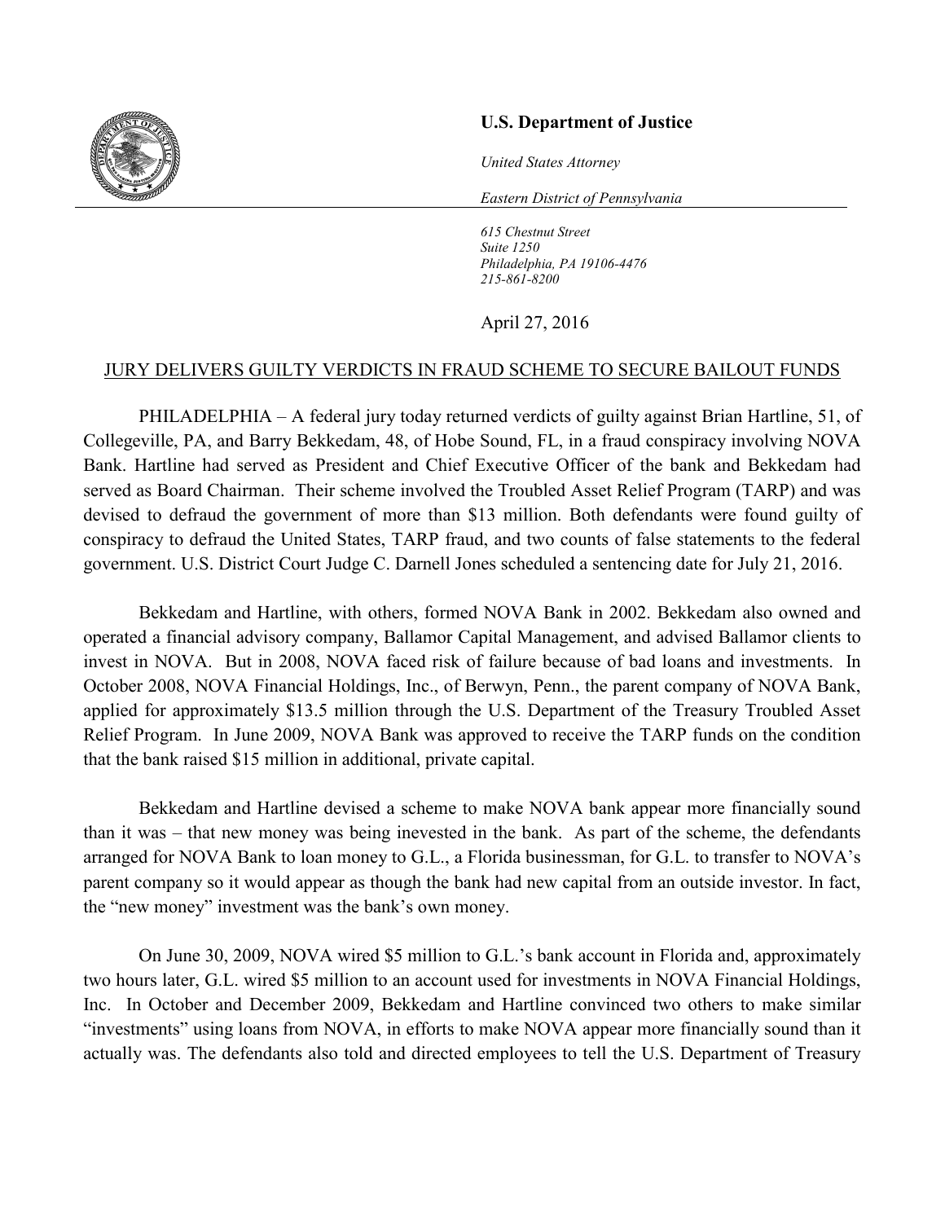**U.S. Department of Justice**

*United States Attorney*

*Eastern District of Pennsylvania*

*615 Chestnut Street*
*Suite 1250*
*Philadelphia, PA 19106-4476*
*215-861-8200*

April 27, 2016

JURY DELIVERS GUILTY VERDICTS IN FRAUD SCHEME TO SECURE BAILOUT FUNDS

PHILADELPHIA – A federal jury today returned verdicts of guilty against Brian Hartline, 51, of Collegeville, PA, and Barry Bekkedam, 48, of Hobe Sound, FL, in a fraud conspiracy involving NOVA Bank. Hartline had served as President and Chief Executive Officer of the bank and Bekkedam had served as Board Chairman. Their scheme involved the Troubled Asset Relief Program (TARP) and was devised to defraud the government of more than $13 million. Both defendants were found guilty of conspiracy to defraud the United States, TARP fraud, and two counts of false statements to the federal government. U.S. District Court Judge C. Darnell Jones scheduled a sentencing date for July 21, 2016.

Bekkedam and Hartline, with others, formed NOVA Bank in 2002. Bekkedam also owned and operated a financial advisory company, Ballamor Capital Management, and advised Ballamor clients to invest in NOVA. But in 2008, NOVA faced risk of failure because of bad loans and investments. In October 2008, NOVA Financial Holdings, Inc., of Berwyn, Penn., the parent company of NOVA Bank, applied for approximately $13.5 million through the U.S. Department of the Treasury Troubled Asset Relief Program. In June 2009, NOVA Bank was approved to receive the TARP funds on the condition that the bank raised $15 million in additional, private capital.

Bekkedam and Hartline devised a scheme to make NOVA bank appear more financially sound than it was – that new money was being inevested in the bank. As part of the scheme, the defendants arranged for NOVA Bank to loan money to G.L., a Florida businessman, for G.L. to transfer to NOVA's parent company so it would appear as though the bank had new capital from an outside investor. In fact, the "new money" investment was the bank's own money.

On June 30, 2009, NOVA wired $5 million to G.L.'s bank account in Florida and, approximately two hours later, G.L. wired $5 million to an account used for investments in NOVA Financial Holdings, Inc. In October and December 2009, Bekkedam and Hartline convinced two others to make similar "investments" using loans from NOVA, in efforts to make NOVA appear more financially sound than it actually was. The defendants also told and directed employees to tell the U.S. Department of Treasury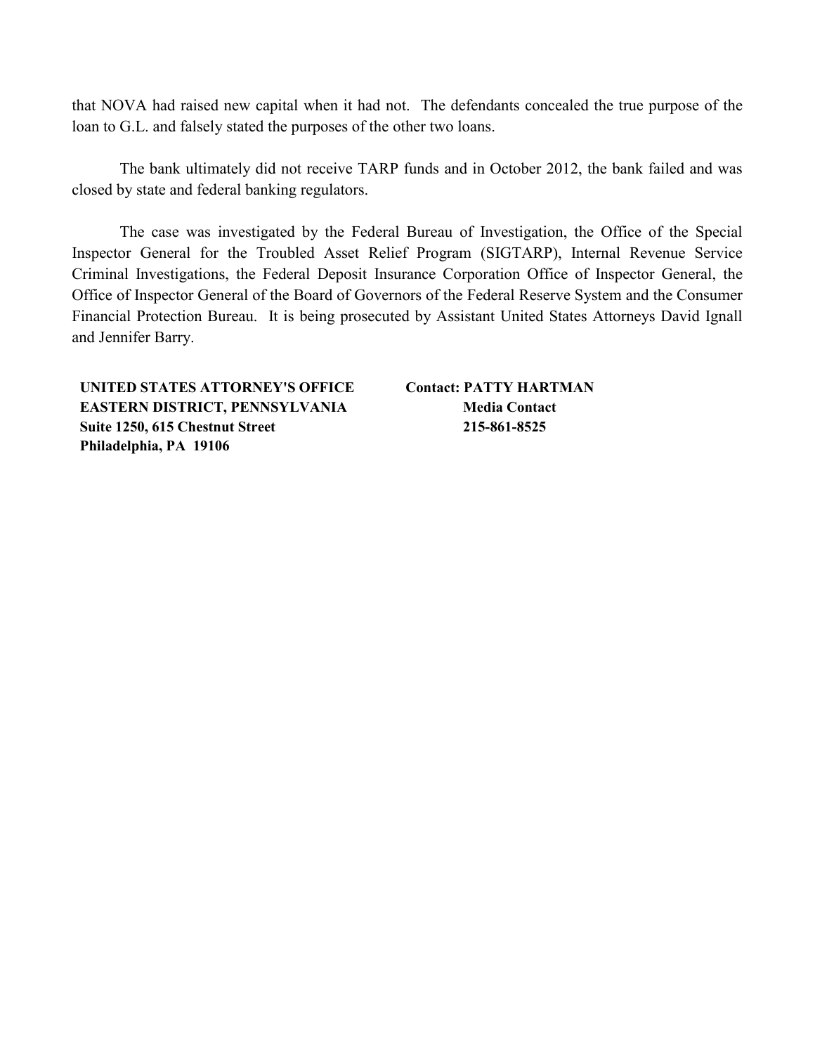that NOVA had raised new capital when it had not. The defendants concealed the true purpose of the loan to G.L. and falsely stated the purposes of the other two loans.

The bank ultimately did not receive TARP funds and in October 2012, the bank failed and was closed by state and federal banking regulators.

The case was investigated by the Federal Bureau of Investigation, the Office of the Special Inspector General for the Troubled Asset Relief Program (SIGTARP), Internal Revenue Service Criminal Investigations, the Federal Deposit Insurance Corporation Office of Inspector General, the Office of Inspector General of the Board of Governors of the Federal Reserve System and the Consumer Financial Protection Bureau. It is being prosecuted by Assistant United States Attorneys David Ignall and Jennifer Barry.

**UNITED STATES ATTORNEY'S OFFICE**
**EASTERN DISTRICT, PENNSYLVANIA**
**Suite 1250, 615 Chestnut Street**
**Philadelphia, PA 19106**

**Contact: PATTY HARTMAN**
**Media Contact**
**215-861-8525**